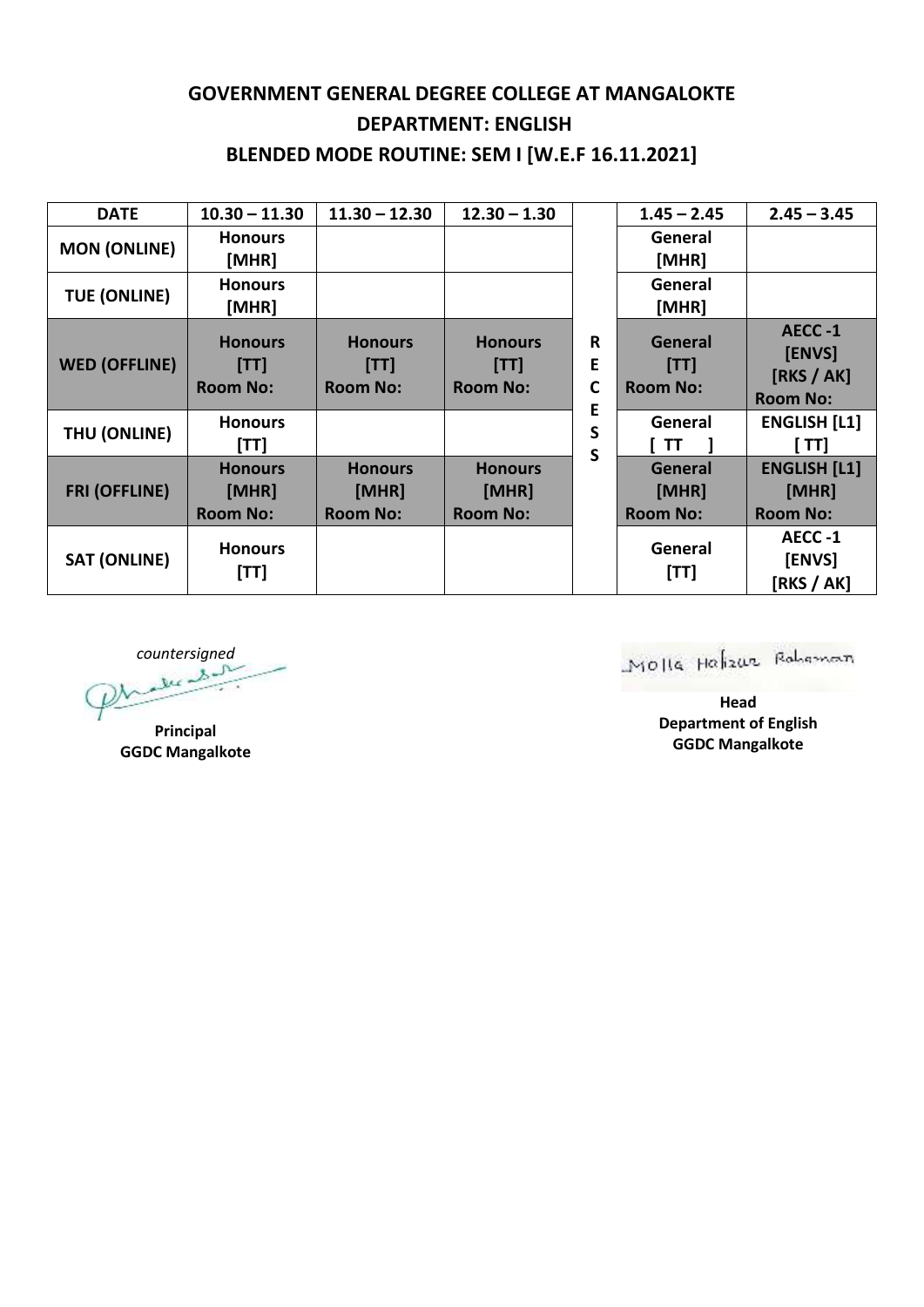# GOVERNMENT GENERAL DEGREE COLLEGE AT MANGALOKTE

## DEPARTMENT: ENGLISH

## BLENDED MODE ROUTINE: SEM I [W.E.F 16.11.2021]

| DATE | 10.30 – 11.30 | 11.30 – 12.30 | 12.30 – 1.30 | | 1.45 – 2.45 | 2.45 – 3.45 |
|---|---|---|---|---|---|---|
| MON (ONLINE) | Honours [MHR] | | | R | General [MHR] | |
| TUE (ONLINE) | Honours [MHR] | | | E | General [MHR] | |
| WED (OFFLINE) | Honours [TT] Room No: | Honours [TT] Room No: | Honours [TT] Room No: | C | General [TT] Room No: | AECC -1 [ENVS] [RKS / AK] Room No: |
| THU (ONLINE) | Honours [TT] | | | E | General [ TT ] | ENGLISH [L1] [ TT] |
| FRI (OFFLINE) | Honours [MHR] Room No: | Honours [MHR] Room No: | Honours [MHR] Room No: | S | General [MHR] Room No: | ENGLISH [L1] [MHR] Room No: |
| SAT (ONLINE) | Honours [TT] | | | S | General [TT] | AECC -1 [ENVS] [RKS / AK] |

*countersigned*

**Principal**
**GGDC Mangalkote**

Molla Hafizur Rahaman

**Head**
**Department of English**
**GGDC Mangalkote**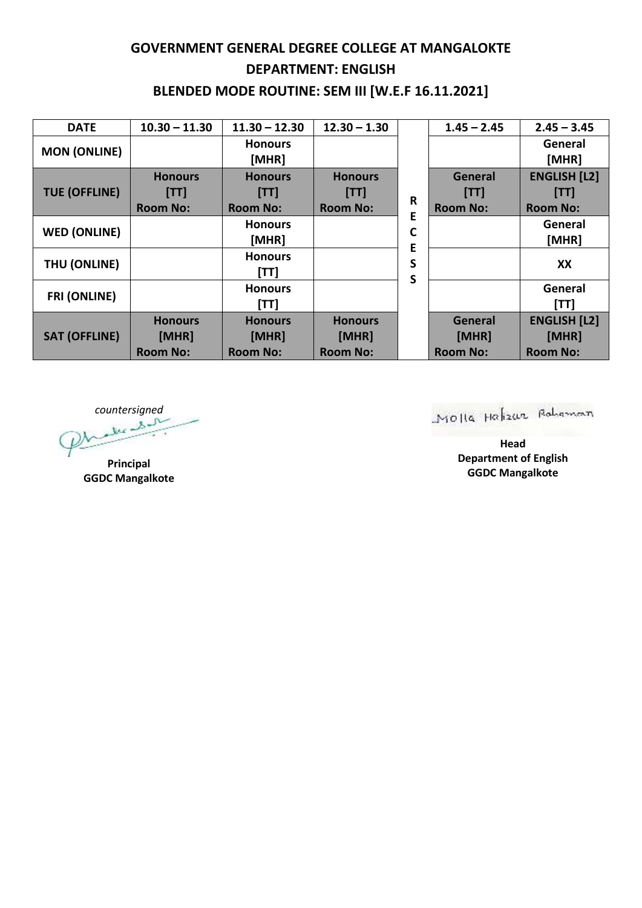**GOVERNMENT GENERAL DEGREE COLLEGE AT MANGALOKTE**

**DEPARTMENT: ENGLISH**

**BLENDED MODE ROUTINE: SEM III [W.E.F 16.11.2021]**

| DATE | 10.30 – 11.30 | 11.30 – 12.30 | 12.30 – 1.30 | | 1.45 – 2.45 | 2.45 – 3.45 |
|---|---|---|---|---|---|---|
| MON (ONLINE) | | Honours [MHR] | | RECESS | | General [MHR] |
| TUE (OFFLINE) | Honours [TT] Room No: | Honours [TT] Room No: | Honours [TT] Room No: | | General [TT] Room No: | ENGLISH [L2] [TT] Room No: |
| WED (ONLINE) | | Honours [MHR] | | | | General [MHR] |
| THU (ONLINE) | | Honours [TT] | | | | XX |
| FRI (ONLINE) | | Honours [TT] | | | | General [TT] |
| SAT (OFFLINE) | Honours [MHR] Room No: | Honours [MHR] Room No: | Honours [MHR] Room No: | | General [MHR] Room No: | ENGLISH [L2] [MHR] Room No: |

*countersigned*

**Principal**
**GGDC Mangalkote**

Molla Hafizur Rahaman

**Head**
**Department of English**
**GGDC Mangalkote**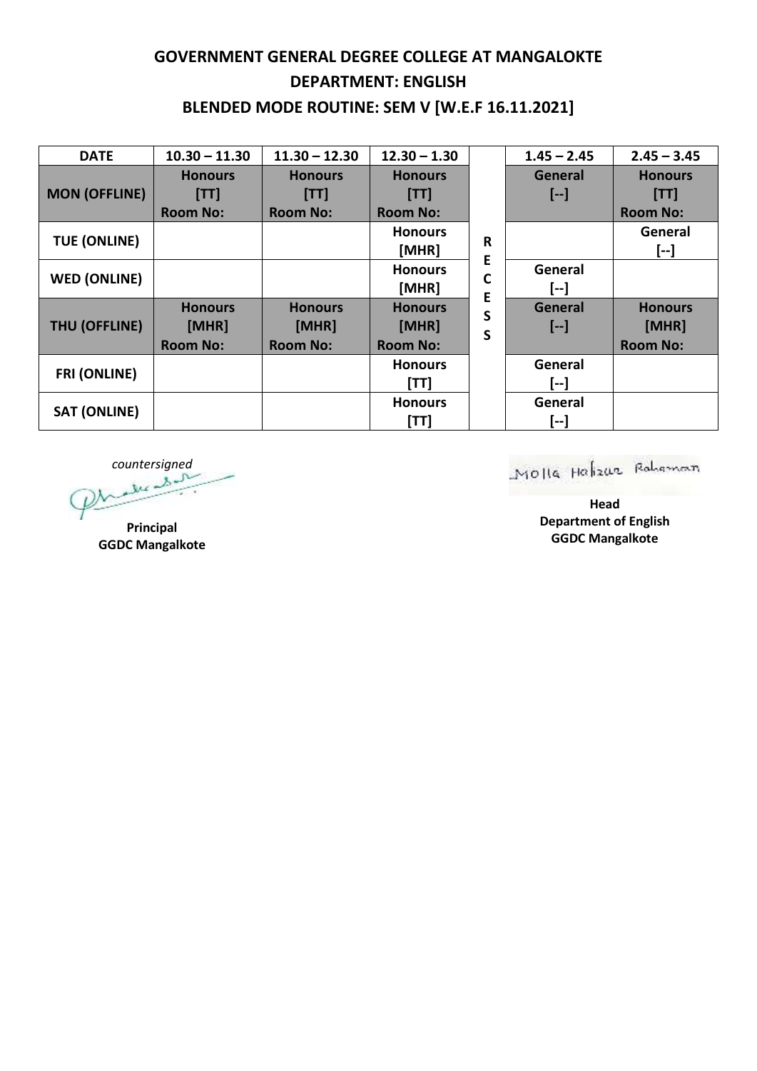# GOVERNMENT GENERAL DEGREE COLLEGE AT MANGALOKTE

## DEPARTMENT: ENGLISH

## BLENDED MODE ROUTINE: SEM V [W.E.F 16.11.2021]

| DATE | 10.30 – 11.30 | 11.30 – 12.30 | 12.30 – 1.30 | | 1.45 – 2.45 | 2.45 – 3.45 |
|---|---|---|---|---|---|---|
| MON (OFFLINE) | Honours [TT] Room No: | Honours [TT] Room No: | Honours [TT] Room No: | R | General [--] | Honours [TT] Room No: |
| TUE (ONLINE) | | | Honours [MHR] | E | | General [--] |
| WED (ONLINE) | | | Honours [MHR] | C | General [--] | |
| THU (OFFLINE) | Honours [MHR] Room No: | Honours [MHR] Room No: | Honours [MHR] Room No: | E | General [--] | Honours [MHR] Room No: |
| FRI (ONLINE) | | | Honours [TT] | S | General [--] | |
| SAT (ONLINE) | | | Honours [TT] | S | General [--] | |

*countersigned*

**Principal**
**GGDC Mangalkote**

Molla Hafizur Rahaman

**Head**
**Department of English**
**GGDC Mangalkote**